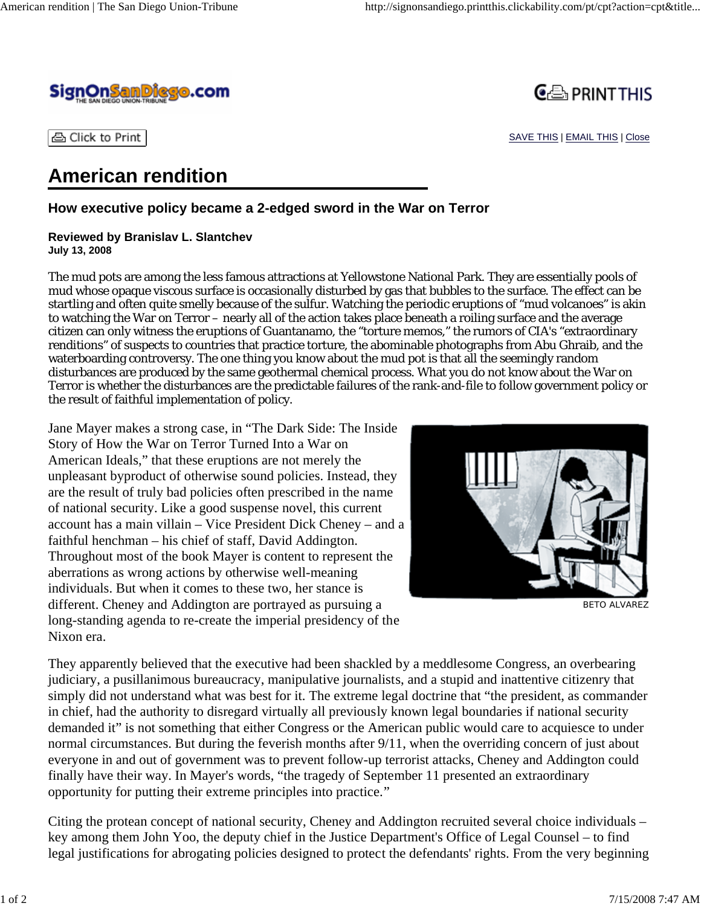# American rendition

## How executive policy became a 2-edged sword in the War on Terror

**Reviewed by Branislav L. Slantchev**
**July 13, 2008**

The mud pots are among the less famous attractions at Yellowstone National Park. They are essentially pools of mud whose opaque viscous surface is occasionally disturbed by gas that bubbles to the surface. The effect can be startling and often quite smelly because of the sulfur. Watching the periodic eruptions of "mud volcanoes" is akin to watching the War on Terror – nearly all of the action takes place beneath a roiling surface and the average citizen can only witness the eruptions of Guantanamo, the "torture memos," the rumors of CIA's "extraordinary renditions" of suspects to countries that practice torture, the abominable photographs from Abu Ghraib, and the waterboarding controversy. The one thing you know about the mud pot is that all the seemingly random disturbances are produced by the same geothermal chemical process. What you do not know about the War on Terror is whether the disturbances are the predictable failures of the rank-and-file to follow government policy or the result of faithful implementation of policy.

Jane Mayer makes a strong case, in "The Dark Side: The Inside Story of How the War on Terror Turned Into a War on American Ideals," that these eruptions are not merely the unpleasant byproduct of otherwise sound policies. Instead, they are the result of truly bad policies often prescribed in the name of national security. Like a good suspense novel, this current account has a main villain – Vice President Dick Cheney – and a faithful henchman – his chief of staff, David Addington. Throughout most of the book Mayer is content to represent the aberrations as wrong actions by otherwise well-meaning individuals. But when it comes to these two, her stance is different. Cheney and Addington are portrayed as pursuing a long-standing agenda to re-create the imperial presidency of the Nixon era.

BETO ALVAREZ

They apparently believed that the executive had been shackled by a meddlesome Congress, an overbearing judiciary, a pusillanimous bureaucracy, manipulative journalists, and a stupid and inattentive citizenry that simply did not understand what was best for it. The extreme legal doctrine that "the president, as commander in chief, had the authority to disregard virtually all previously known legal boundaries if national security demanded it" is not something that either Congress or the American public would care to acquiesce to under normal circumstances. But during the feverish months after 9/11, when the overriding concern of just about everyone in and out of government was to prevent follow-up terrorist attacks, Cheney and Addington could finally have their way. In Mayer's words, "the tragedy of September 11 presented an extraordinary opportunity for putting their extreme principles into practice."

Citing the protean concept of national security, Cheney and Addington recruited several choice individuals – key among them John Yoo, the deputy chief in the Justice Department's Office of Legal Counsel – to find legal justifications for abrogating policies designed to protect the defendants' rights. From the very beginning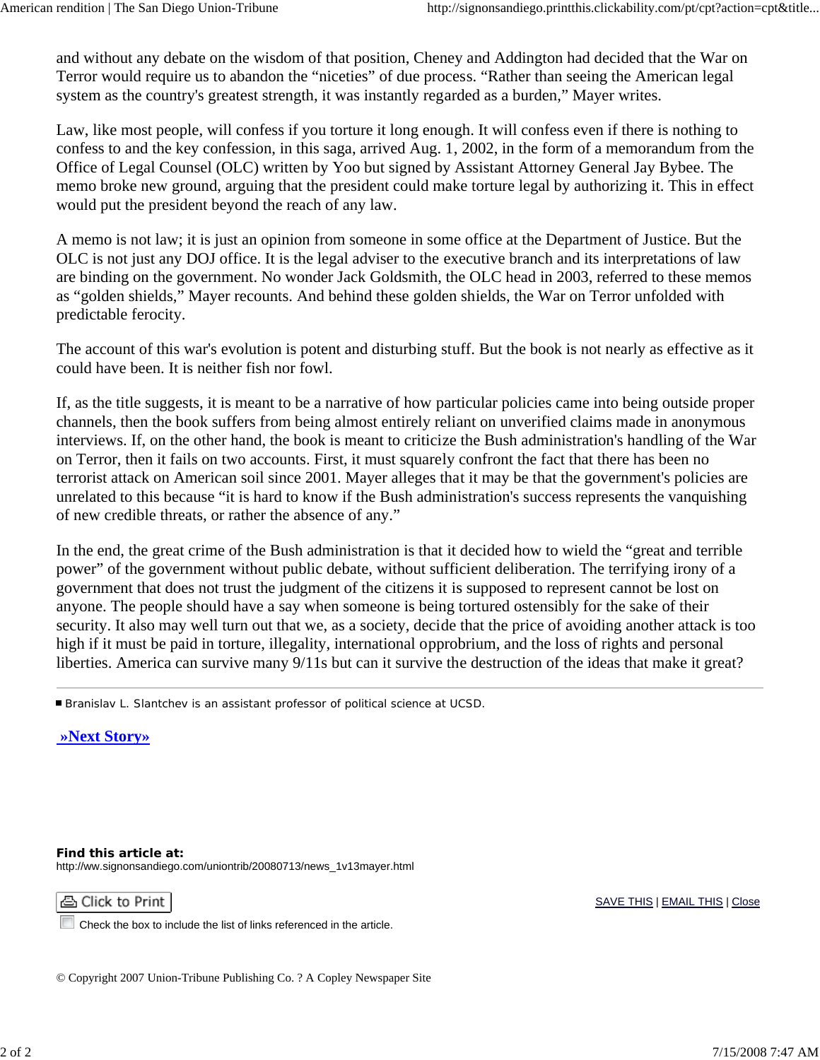and without any debate on the wisdom of that position, Cheney and Addington had decided that the War on Terror would require us to abandon the "niceties" of due process. "Rather than seeing the American legal system as the country's greatest strength, it was instantly regarded as a burden," Mayer writes.

Law, like most people, will confess if you torture it long enough. It will confess even if there is nothing to confess to and the key confession, in this saga, arrived Aug. 1, 2002, in the form of a memorandum from the Office of Legal Counsel (OLC) written by Yoo but signed by Assistant Attorney General Jay Bybee. The memo broke new ground, arguing that the president could make torture legal by authorizing it. This in effect would put the president beyond the reach of any law.

A memo is not law; it is just an opinion from someone in some office at the Department of Justice. But the OLC is not just any DOJ office. It is the legal adviser to the executive branch and its interpretations of law are binding on the government. No wonder Jack Goldsmith, the OLC head in 2003, referred to these memos as "golden shields," Mayer recounts. And behind these golden shields, the War on Terror unfolded with predictable ferocity.

The account of this war's evolution is potent and disturbing stuff. But the book is not nearly as effective as it could have been. It is neither fish nor fowl.

If, as the title suggests, it is meant to be a narrative of how particular policies came into being outside proper channels, then the book suffers from being almost entirely reliant on unverified claims made in anonymous interviews. If, on the other hand, the book is meant to criticize the Bush administration's handling of the War on Terror, then it fails on two accounts. First, it must squarely confront the fact that there has been no terrorist attack on American soil since 2001. Mayer alleges that it may be that the government's policies are unrelated to this because "it is hard to know if the Bush administration's success represents the vanquishing of new credible threats, or rather the absence of any."

In the end, the great crime of the Bush administration is that it decided how to wield the "great and terrible power" of the government without public debate, without sufficient deliberation. The terrifying irony of a government that does not trust the judgment of the citizens it is supposed to represent cannot be lost on anyone. The people should have a say when someone is being tortured ostensibly for the sake of their security. It also may well turn out that we, as a society, decide that the price of avoiding another attack is too high if it must be paid in torture, illegality, international opprobrium, and the loss of rights and personal liberties. America can survive many 9/11s but can it survive the destruction of the ideas that make it great?

---

- Branislav L. Slantchev is an assistant professor of political science at UCSD.

**»Next Story»**

**Find this article at:**
http://ww.signonsandiego.com/uniontrib/20080713/news_1v13mayer.html

Click to Print

SAVE THIS | EMAIL THIS | Close

Check the box to include the list of links referenced in the article.

© Copyright 2007 Union-Tribune Publishing Co. ? A Copley Newspaper Site